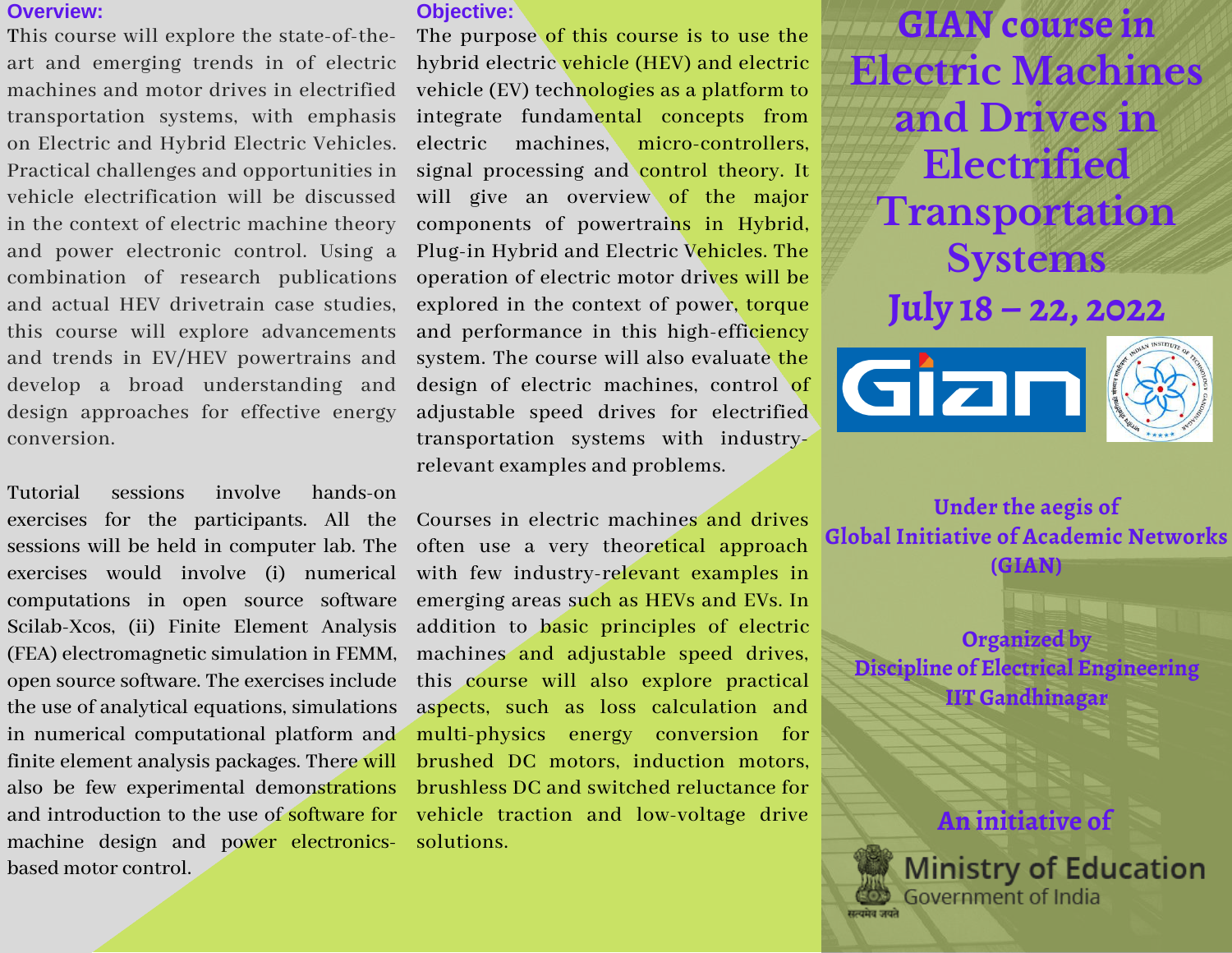# GIAN course in Electric Machines and Drives in Electrified Transportation Systems

## July 18 – 22, 2022

Under the aegis of
Global Initiative of Academic Networks (GIAN)

Organized by
Discipline of Electrical Engineering
IIT Gandhinagar

An initiative of
Ministry of Education
Government of India

## Overview:

This course will explore the state-of-the-art and emerging trends in of electric machines and motor drives in electrified transportation systems, with emphasis on Electric and Hybrid Electric Vehicles. Practical challenges and opportunities in vehicle electrification will be discussed in the context of electric machine theory and power electronic control. Using a combination of research publications and actual HEV drivetrain case studies, this course will explore advancements and trends in EV/HEV powertrains and develop a broad understanding and design approaches for effective energy conversion.

Tutorial sessions involve hands-on exercises for the participants. All the sessions will be held in computer lab. The exercises would involve (i) numerical computations in open source software Scilab-Xcos, (ii) Finite Element Analysis (FEA) electromagnetic simulation in FEMM, open source software. The exercises include the use of analytical equations, simulations in numerical computational platform and finite element analysis packages. There will also be few experimental demonstrations and introduction to the use of software for machine design and power electronics-based motor control.

## Objective:

The purpose of this course is to use the hybrid electric vehicle (HEV) and electric vehicle (EV) technologies as a platform to integrate fundamental concepts from electric machines, micro-controllers, signal processing and control theory. It will give an overview of the major components of powertrains in Hybrid, Plug-in Hybrid and Electric Vehicles. The operation of electric motor drives will be explored in the context of power, torque and performance in this high-efficiency system. The course will also evaluate the design of electric machines, control of adjustable speed drives for electrified transportation systems with industry-relevant examples and problems.

Courses in electric machines and drives often use a very theoretical approach with few industry-relevant examples in emerging areas such as HEVs and EVs. In addition to basic principles of electric machines and adjustable speed drives, this course will also explore practical aspects, such as loss calculation and multi-physics energy conversion for brushed DC motors, induction motors, brushless DC and switched reluctance for vehicle traction and low-voltage drive solutions.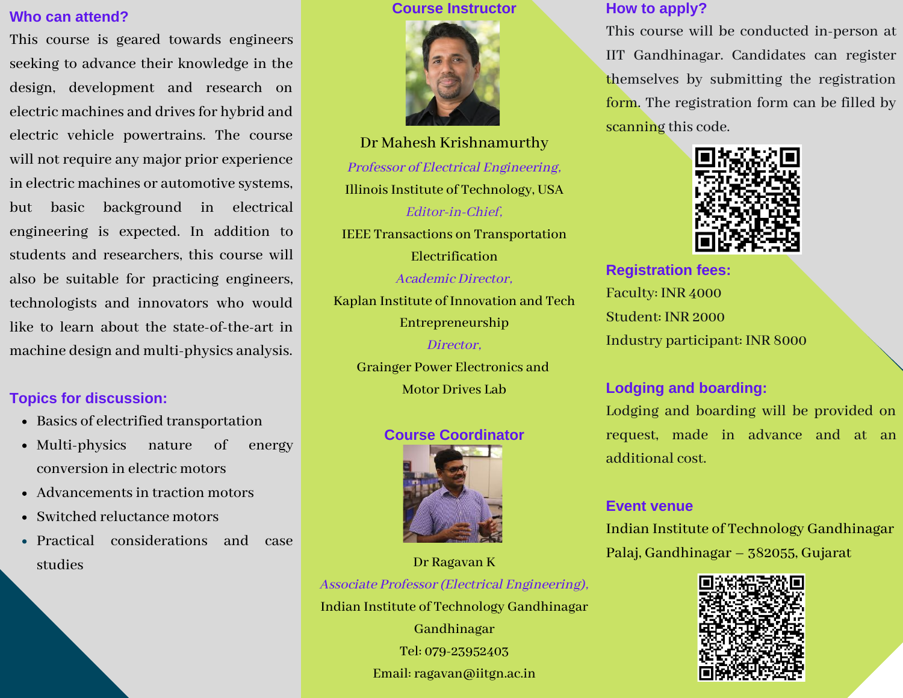## Who can attend?

This course is geared towards engineers seeking to advance their knowledge in the design, development and research on electric machines and drives for hybrid and electric vehicle powertrains. The course will not require any major prior experience in electric machines or automotive systems, but basic background in electrical engineering is expected. In addition to students and researchers, this course will also be suitable for practicing engineers, technologists and innovators who would like to learn about the state-of-the-art in machine design and multi-physics analysis.

## Topics for discussion:

- Basics of electrified transportation
- Multi-physics nature of energy conversion in electric motors
- Advancements in traction motors
- Switched reluctance motors
- Practical considerations and case studies

## Course Instructor

Dr Mahesh Krishnamurthy

*Professor of Electrical Engineering,*
Illinois Institute of Technology, USA

*Editor-in-Chief,*
IEEE Transactions on Transportation Electrification

*Academic Director,*
Kaplan Institute of Innovation and Tech Entrepreneurship

*Director,*
Grainger Power Electronics and Motor Drives Lab

## Course Coordinator

Dr Ragavan K

*Associate Professor (Electrical Engineering),*
Indian Institute of Technology Gandhinagar
Gandhinagar
Tel: 079-23952403
Email: ragavan@iitgn.ac.in

## How to apply?

This course will be conducted in-person at IIT Gandhinagar. Candidates can register themselves by submitting the registration form. The registration form can be filled by scanning this code.

## Registration fees:

Faculty: INR 4000
Student: INR 2000
Industry participant: INR 8000

## Lodging and boarding:

Lodging and boarding will be provided on request, made in advance and at an additional cost.

## Event venue

Indian Institute of Technology Gandhinagar
Palaj, Gandhinagar – 382055, Gujarat